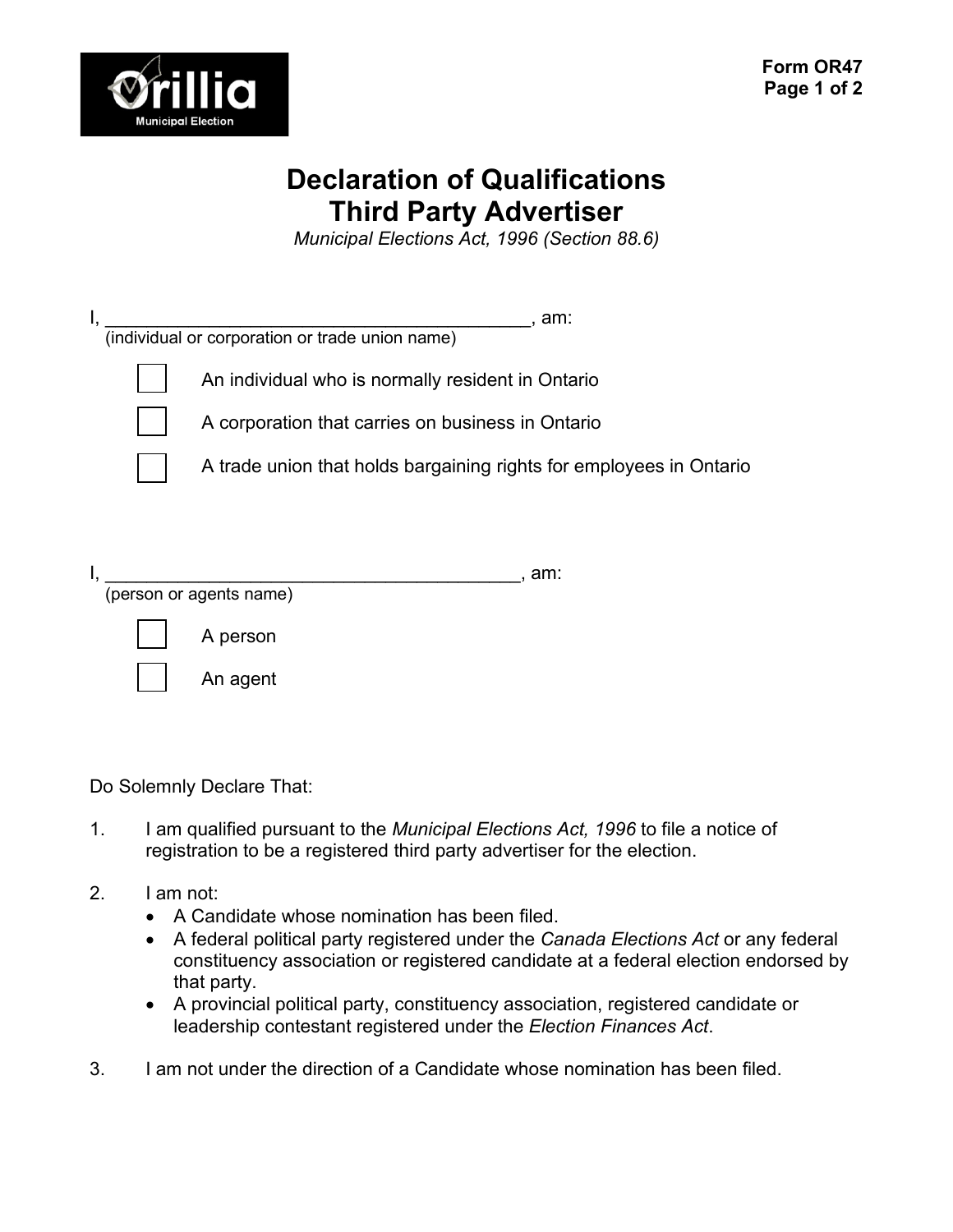# Declaration of Qualifications
# Third Party Advertiser

*Municipal Elections Act, 1996 (Section 88.6)*

I, ____________________________________________, am:
(individual or corporation or trade union name)

- ☐ An individual who is normally resident in Ontario
- ☐ A corporation that carries on business in Ontario
- ☐ A trade union that holds bargaining rights for employees in Ontario

I, ___________________________________________, am:
(person or agents name)

- ☐ A person
- ☐ An agent

Do Solemnly Declare That:

1. I am qualified pursuant to the *Municipal Elections Act, 1996* to file a notice of registration to be a registered third party advertiser for the election.

2. I am not:
   - A Candidate whose nomination has been filed.
   - A federal political party registered under the *Canada Elections Act* or any federal constituency association or registered candidate at a federal election endorsed by that party.
   - A provincial political party, constituency association, registered candidate or leadership contestant registered under the *Election Finances Act*.

3. I am not under the direction of a Candidate whose nomination has been filed.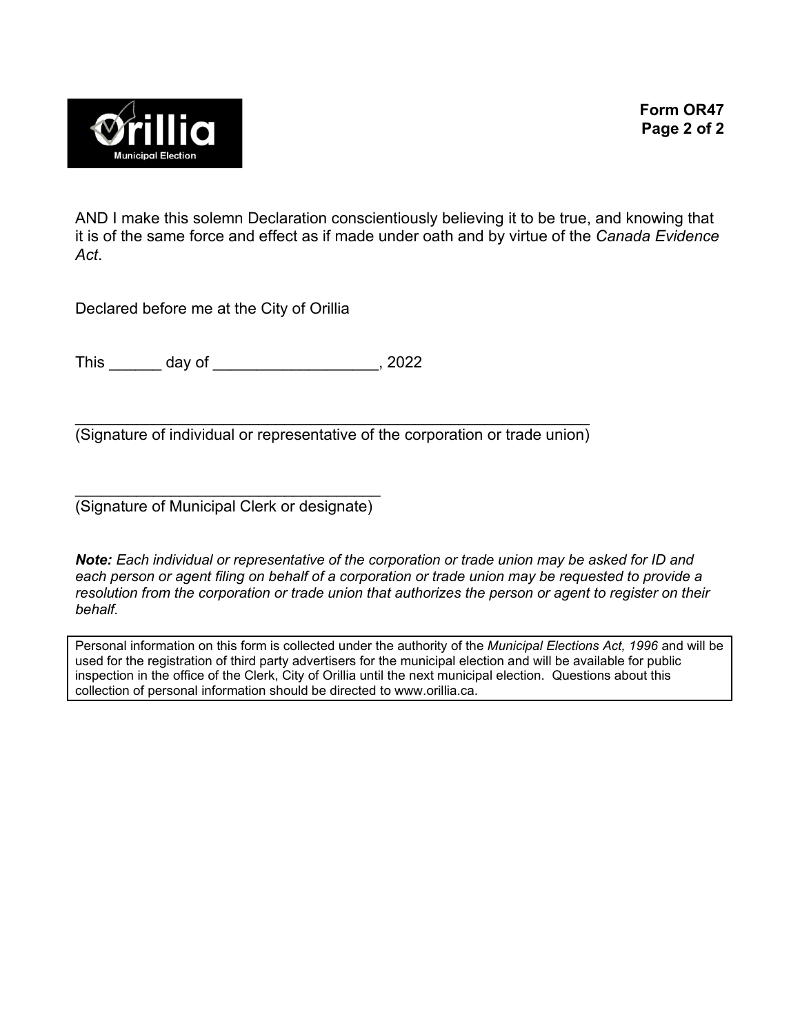AND I make this solemn Declaration conscientiously believing it to be true, and knowing that it is of the same force and effect as if made under oath and by virtue of the *Canada Evidence Act*.

Declared before me at the City of Orillia

This ______ day of ___________________, 2022

_______________________________________________________________
(Signature of individual or representative of the corporation or trade union)

_____________________________________
(Signature of Municipal Clerk or designate)

***Note:*** *Each individual or representative of the corporation or trade union may be asked for ID and each person or agent filing on behalf of a corporation or trade union may be requested to provide a resolution from the corporation or trade union that authorizes the person or agent to register on their behalf.*

Personal information on this form is collected under the authority of the *Municipal Elections Act, 1996* and will be used for the registration of third party advertisers for the municipal election and will be available for public inspection in the office of the Clerk, City of Orillia until the next municipal election. Questions about this collection of personal information should be directed to www.orillia.ca.